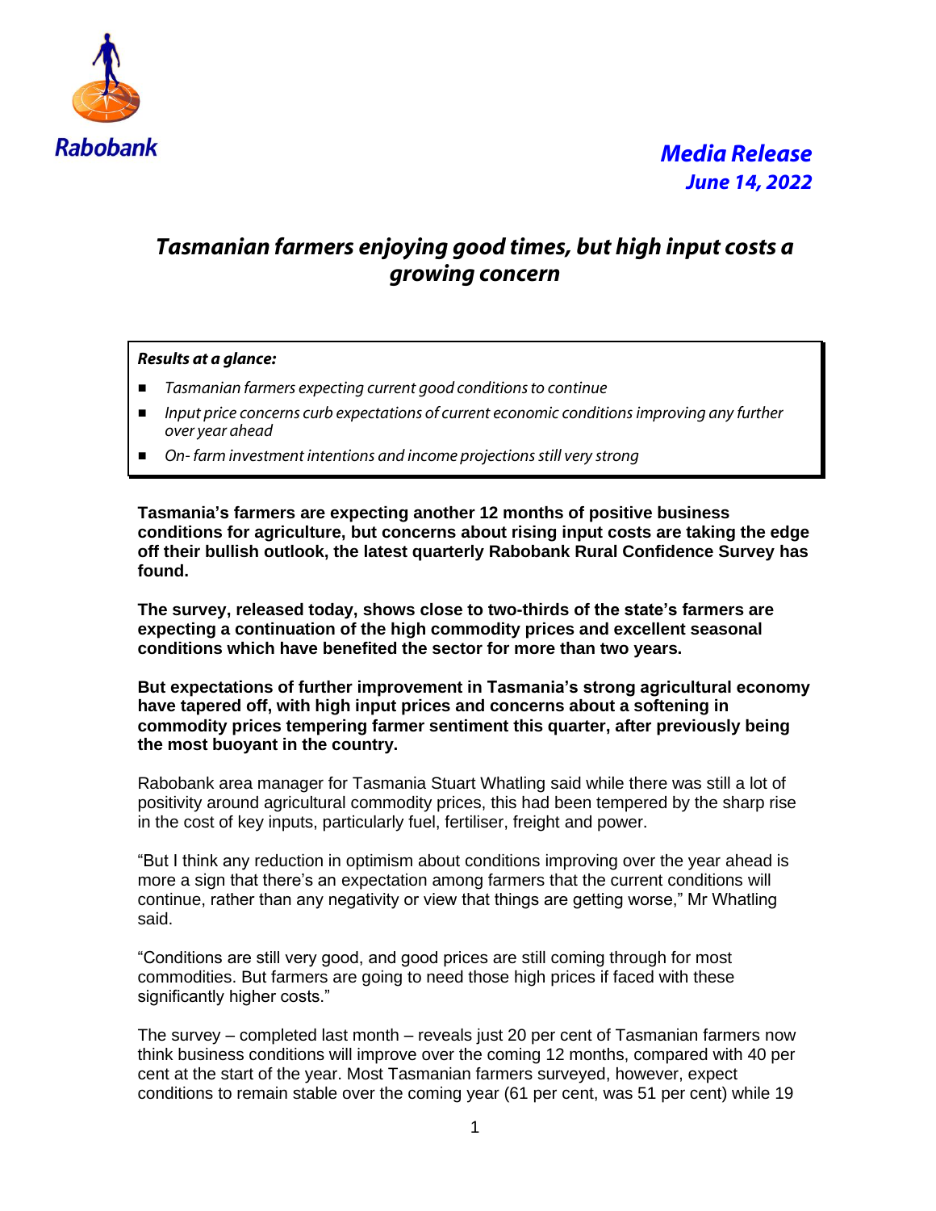Rabobank

***Media Release***
***June 14, 2022***

# *Tasmanian farmers enjoying good times, but high input costs a growing concern*

***Results at a glance:***

- *Tasmanian farmers expecting current good conditions to continue*
- *Input price concerns curb expectations of current economic conditions improving any further over year ahead*
- *On- farm investment intentions and income projections still very strong*

**Tasmania's farmers are expecting another 12 months of positive business conditions for agriculture, but concerns about rising input costs are taking the edge off their bullish outlook, the latest quarterly Rabobank Rural Confidence Survey has found.**

**The survey, released today, shows close to two-thirds of the state's farmers are expecting a continuation of the high commodity prices and excellent seasonal conditions which have benefited the sector for more than two years.**

**But expectations of further improvement in Tasmania's strong agricultural economy have tapered off, with high input prices and concerns about a softening in commodity prices tempering farmer sentiment this quarter, after previously being the most buoyant in the country.**

Rabobank area manager for Tasmania Stuart Whatling said while there was still a lot of positivity around agricultural commodity prices, this had been tempered by the sharp rise in the cost of key inputs, particularly fuel, fertiliser, freight and power.

"But I think any reduction in optimism about conditions improving over the year ahead is more a sign that there's an expectation among farmers that the current conditions will continue, rather than any negativity or view that things are getting worse," Mr Whatling said.

"Conditions are still very good, and good prices are still coming through for most commodities. But farmers are going to need those high prices if faced with these significantly higher costs."

The survey – completed last month – reveals just 20 per cent of Tasmanian farmers now think business conditions will improve over the coming 12 months, compared with 40 per cent at the start of the year. Most Tasmanian farmers surveyed, however, expect conditions to remain stable over the coming year (61 per cent, was 51 per cent) while 19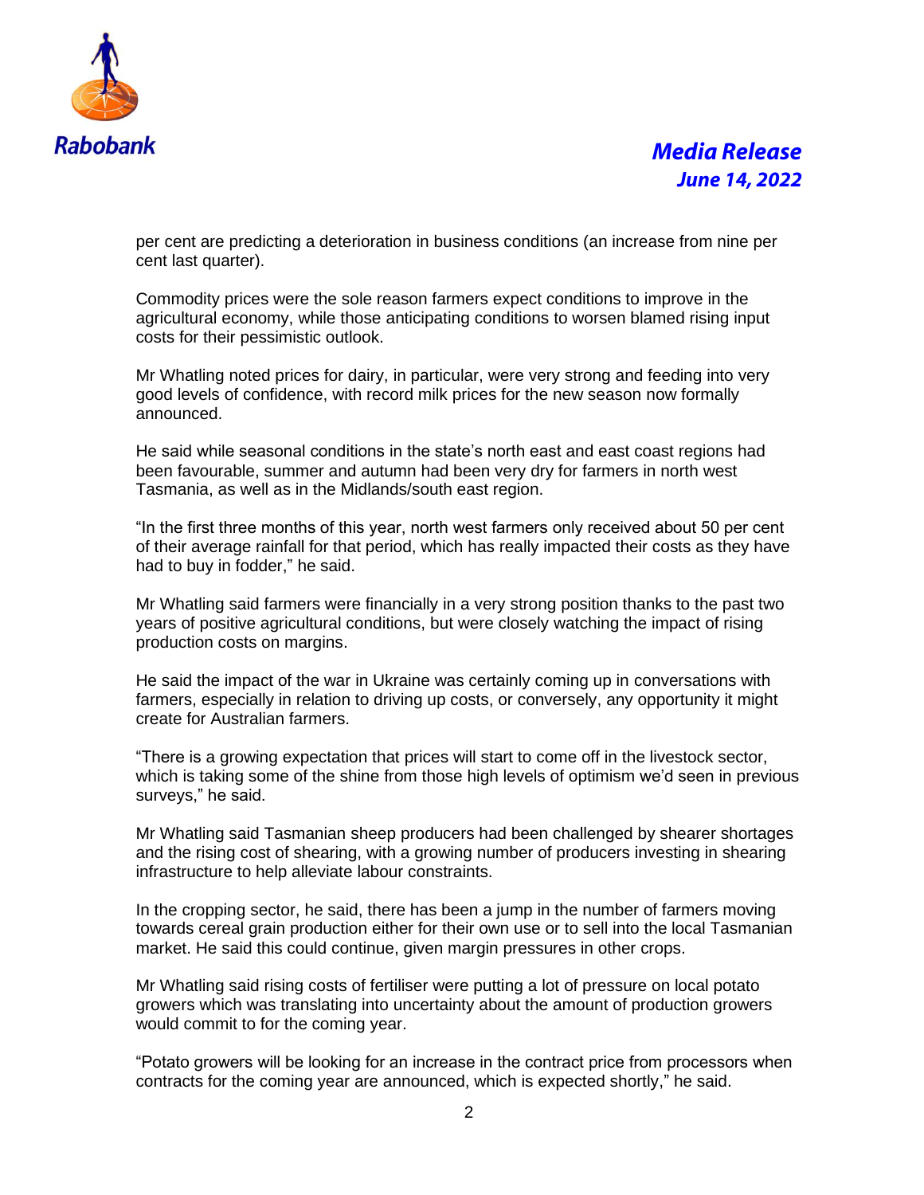per cent are predicting a deterioration in business conditions (an increase from nine per cent last quarter).

Commodity prices were the sole reason farmers expect conditions to improve in the agricultural economy, while those anticipating conditions to worsen blamed rising input costs for their pessimistic outlook.

Mr Whatling noted prices for dairy, in particular, were very strong and feeding into very good levels of confidence, with record milk prices for the new season now formally announced.

He said while seasonal conditions in the state's north east and east coast regions had been favourable, summer and autumn had been very dry for farmers in north west Tasmania, as well as in the Midlands/south east region.

"In the first three months of this year, north west farmers only received about 50 per cent of their average rainfall for that period, which has really impacted their costs as they have had to buy in fodder," he said.

Mr Whatling said farmers were financially in a very strong position thanks to the past two years of positive agricultural conditions, but were closely watching the impact of rising production costs on margins.

He said the impact of the war in Ukraine was certainly coming up in conversations with farmers, especially in relation to driving up costs, or conversely, any opportunity it might create for Australian farmers.

"There is a growing expectation that prices will start to come off in the livestock sector, which is taking some of the shine from those high levels of optimism we'd seen in previous surveys," he said.

Mr Whatling said Tasmanian sheep producers had been challenged by shearer shortages and the rising cost of shearing, with a growing number of producers investing in shearing infrastructure to help alleviate labour constraints.

In the cropping sector, he said, there has been a jump in the number of farmers moving towards cereal grain production either for their own use or to sell into the local Tasmanian market. He said this could continue, given margin pressures in other crops.

Mr Whatling said rising costs of fertiliser were putting a lot of pressure on local potato growers which was translating into uncertainty about the amount of production growers would commit to for the coming year.

"Potato growers will be looking for an increase in the contract price from processors when contracts for the coming year are announced, which is expected shortly," he said.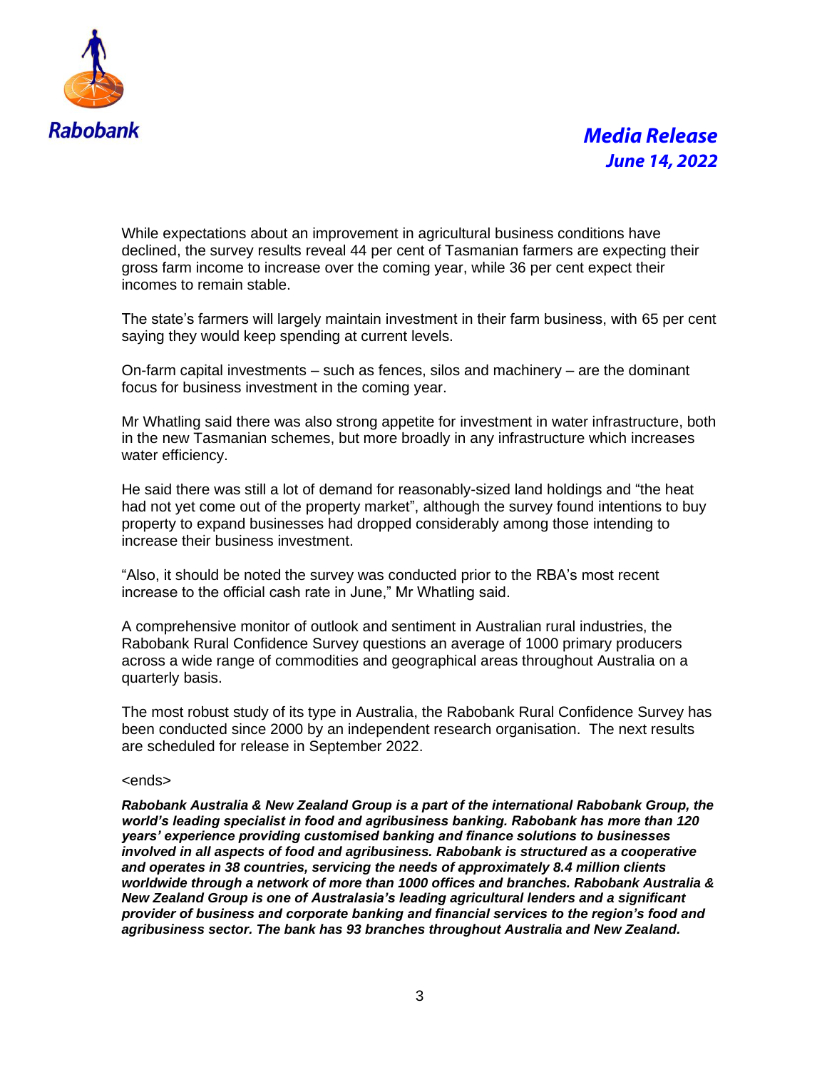While expectations about an improvement in agricultural business conditions have declined, the survey results reveal 44 per cent of Tasmanian farmers are expecting their gross farm income to increase over the coming year, while 36 per cent expect their incomes to remain stable.

The state's farmers will largely maintain investment in their farm business, with 65 per cent saying they would keep spending at current levels.

On-farm capital investments – such as fences, silos and machinery – are the dominant focus for business investment in the coming year.

Mr Whatling said there was also strong appetite for investment in water infrastructure, both in the new Tasmanian schemes, but more broadly in any infrastructure which increases water efficiency.

He said there was still a lot of demand for reasonably-sized land holdings and "the heat had not yet come out of the property market", although the survey found intentions to buy property to expand businesses had dropped considerably among those intending to increase their business investment.

"Also, it should be noted the survey was conducted prior to the RBA's most recent increase to the official cash rate in June," Mr Whatling said.

A comprehensive monitor of outlook and sentiment in Australian rural industries, the Rabobank Rural Confidence Survey questions an average of 1000 primary producers across a wide range of commodities and geographical areas throughout Australia on a quarterly basis.

The most robust study of its type in Australia, the Rabobank Rural Confidence Survey has been conducted since 2000 by an independent research organisation. The next results are scheduled for release in September 2022.

<ends>

***Rabobank Australia & New Zealand Group is a part of the international Rabobank Group, the world's leading specialist in food and agribusiness banking. Rabobank has more than 120 years' experience providing customised banking and finance solutions to businesses involved in all aspects of food and agribusiness. Rabobank is structured as a cooperative and operates in 38 countries, servicing the needs of approximately 8.4 million clients worldwide through a network of more than 1000 offices and branches. Rabobank Australia & New Zealand Group is one of Australasia's leading agricultural lenders and a significant provider of business and corporate banking and financial services to the region's food and agribusiness sector. The bank has 93 branches throughout Australia and New Zealand.***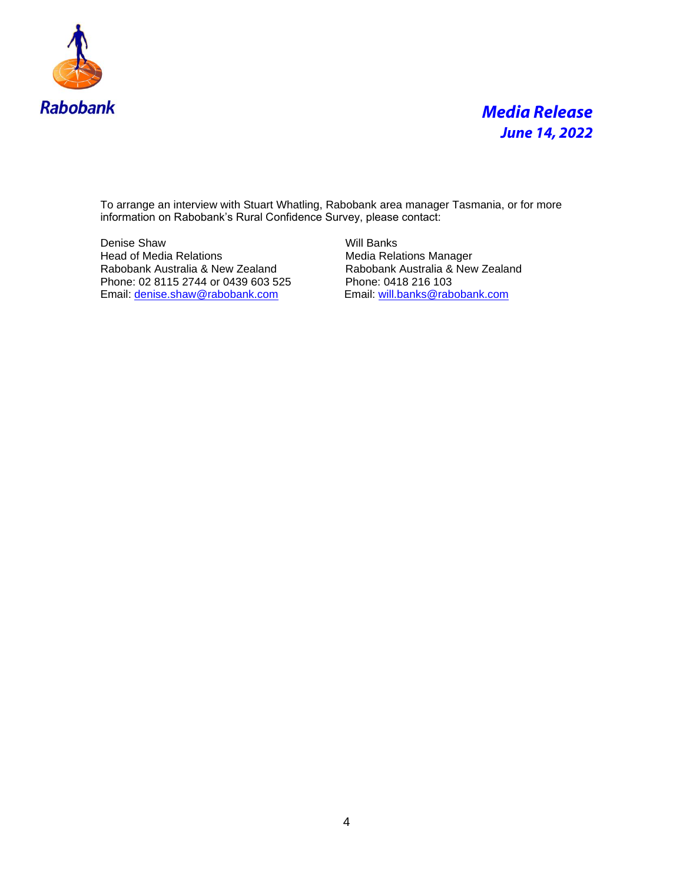Rabobank

*Media Release*
*June 14, 2022*

To arrange an interview with Stuart Whatling, Rabobank area manager Tasmania, or for more information on Rabobank's Rural Confidence Survey, please contact:

Denise Shaw
Head of Media Relations
Rabobank Australia & New Zealand
Phone: 02 8115 2744 or 0439 603 525
Email: denise.shaw@rabobank.com

Will Banks
Media Relations Manager
Rabobank Australia & New Zealand
Phone: 0418 216 103
Email: will.banks@rabobank.com